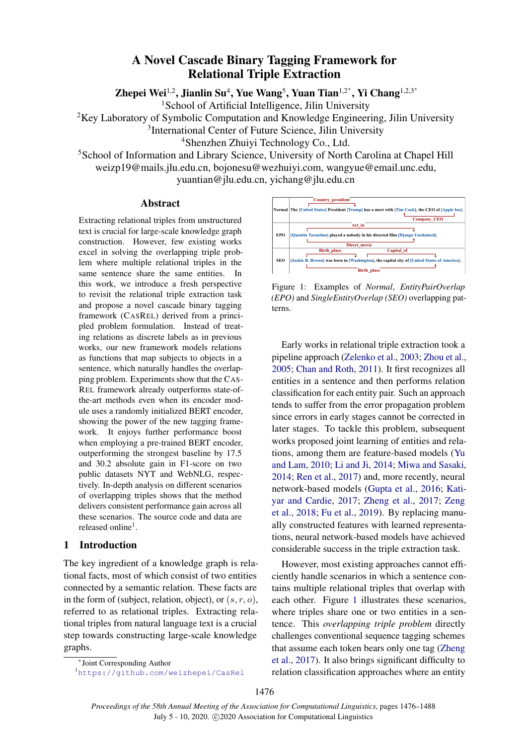# A Novel Cascade Binary Tagging Framework for Relational Triple Extraction

**Zhepei Wei**[1,2], **Jianlin Su**[4], **Yue Wang**[5], **Yuan Tian**[1,2*], **Yi Chang**[1,2,3*]

[1]School of Artificial Intelligence, Jilin University
[2]Key Laboratory of Symbolic Computation and Knowledge Engineering, Jilin University
[3]International Center of Future Science, Jilin University
[4]Shenzhen Zhuiyi Technology Co., Ltd.
[5]School of Information and Library Science, University of North Carolina at Chapel Hill
weizp19@mails.jlu.edu.cn, bojonesu@wezhuiyi.com, wangyue@email.unc.edu,
yuantian@jlu.edu.cn, yichang@jlu.edu.cn

## Abstract

Extracting relational triples from unstructured text is crucial for large-scale knowledge graph construction. However, few existing works excel in solving the overlapping triple problem where multiple relational triples in the same sentence share the same entities. In this work, we introduce a fresh perspective to revisit the relational triple extraction task and propose a novel cascade binary tagging framework (CasRel) derived from a principled problem formulation. Instead of treating relations as discrete labels as in previous works, our new framework models relations as functions that map subjects to objects in a sentence, which naturally handles the overlapping problem. Experiments show that the CasRel framework already outperforms state-of-the-art methods even when its encoder module uses a randomly initialized BERT encoder, showing the power of the new tagging framework. It enjoys further performance boost when employing a pre-trained BERT encoder, outperforming the strongest baseline by 17.5 and 30.2 absolute gain in F1-score on two public datasets NYT and WebNLG, respectively. In-depth analysis on different scenarios of overlapping triples shows that the method delivers consistent performance gain across all these scenarios. The source code and data are released online[1].

## 1 Introduction

The key ingredient of a knowledge graph is relational facts, most of which consist of two entities connected by a semantic relation. These facts are in the form of (subject, relation, object), or $(s, r, o)$, referred to as relational triples. Extracting relational triples from natural language text is a crucial step towards constructing large-scale knowledge graphs.

| | |
|---|---|
| Normal | The [United States] President [Trump] has a meet with [Tim Cook], the CEO of [Apple Inc]. (Country_president; Company_CEO) |
| EPO | [Quentin Tarantino] played a nobody in his directed film [Django Unchained]. (Act_in; Direct_movie) |
| SEO | [Jackie R. Brown] was born in [Washington], the capital city of [United States of America]. (Birth_place; Capital_of; Birth_place) |

Figure 1: Examples of *Normal*, *EntityPairOverlap (EPO)* and *SingleEntityOverlap (SEO)* overlapping patterns.

Early works in relational triple extraction took a pipeline approach (Zelenko et al., 2003; Zhou et al., 2005; Chan and Roth, 2011). It first recognizes all entities in a sentence and then performs relation classification for each entity pair. Such an approach tends to suffer from the error propagation problem since errors in early stages cannot be corrected in later stages. To tackle this problem, subsequent works proposed joint learning of entities and relations, among them are feature-based models (Yu and Lam, 2010; Li and Ji, 2014; Miwa and Sasaki, 2014; Ren et al., 2017) and, more recently, neural network-based models (Gupta et al., 2016; Katiyar and Cardie, 2017; Zheng et al., 2017; Zeng et al., 2018; Fu et al., 2019). By replacing manually constructed features with learned representations, neural network-based models have achieved considerable success in the triple extraction task.

However, most existing approaches cannot efficiently handle scenarios in which a sentence contains multiple relational triples that overlap with each other. Figure 1 illustrates these scenarios, where triples share one or two entities in a sentence. This *overlapping triple problem* directly challenges conventional sequence tagging schemes that assume each token bears only one tag (Zheng et al., 2017). It also brings significant difficulty to relation classification approaches where an entity

---

*Joint Corresponding Author
[1]https://github.com/weizhepei/CasRel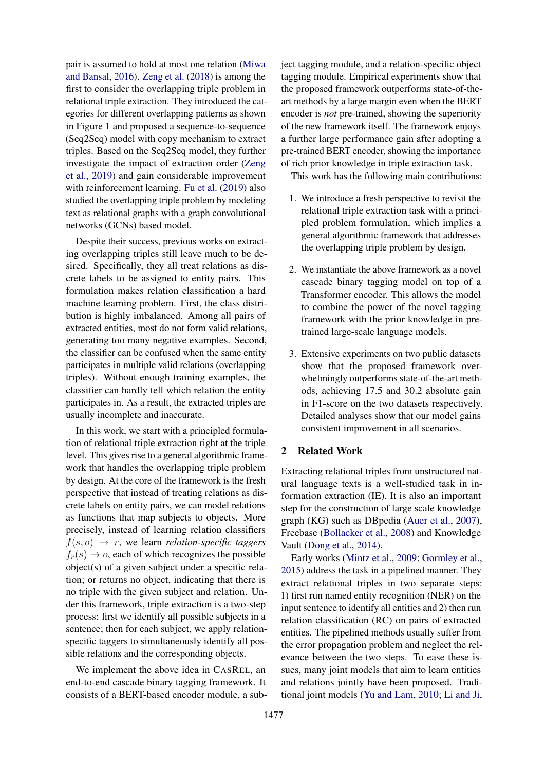pair is assumed to hold at most one relation (Miwa and Bansal, 2016). Zeng et al. (2018) is among the first to consider the overlapping triple problem in relational triple extraction. They introduced the categories for different overlapping patterns as shown in Figure 1 and proposed a sequence-to-sequence (Seq2Seq) model with copy mechanism to extract triples. Based on the Seq2Seq model, they further investigate the impact of extraction order (Zeng et al., 2019) and gain considerable improvement with reinforcement learning. Fu et al. (2019) also studied the overlapping triple problem by modeling text as relational graphs with a graph convolutional networks (GCNs) based model.

Despite their success, previous works on extracting overlapping triples still leave much to be desired. Specifically, they all treat relations as discrete labels to be assigned to entity pairs. This formulation makes relation classification a hard machine learning problem. First, the class distribution is highly imbalanced. Among all pairs of extracted entities, most do not form valid relations, generating too many negative examples. Second, the classifier can be confused when the same entity participates in multiple valid relations (overlapping triples). Without enough training examples, the classifier can hardly tell which relation the entity participates in. As a result, the extracted triples are usually incomplete and inaccurate.

In this work, we start with a principled formulation of relational triple extraction right at the triple level. This gives rise to a general algorithmic framework that handles the overlapping triple problem by design. At the core of the framework is the fresh perspective that instead of treating relations as discrete labels on entity pairs, we can model relations as functions that map subjects to objects. More precisely, instead of learning relation classifiers $f(s, o) \rightarrow r$, we learn *relation-specific taggers* $f_r(s) \rightarrow o$, each of which recognizes the possible object(s) of a given subject under a specific relation; or returns no object, indicating that there is no triple with the given subject and relation. Under this framework, triple extraction is a two-step process: first we identify all possible subjects in a sentence; then for each subject, we apply relation-specific taggers to simultaneously identify all possible relations and the corresponding objects.

We implement the above idea in CasRel, an end-to-end cascade binary tagging framework. It consists of a BERT-based encoder module, a subject tagging module, and a relation-specific object tagging module. Empirical experiments show that the proposed framework outperforms state-of-the-art methods by a large margin even when the BERT encoder is *not* pre-trained, showing the superiority of the new framework itself. The framework enjoys a further large performance gain after adopting a pre-trained BERT encoder, showing the importance of rich prior knowledge in triple extraction task.

This work has the following main contributions:

1. We introduce a fresh perspective to revisit the relational triple extraction task with a principled problem formulation, which implies a general algorithmic framework that addresses the overlapping triple problem by design.

2. We instantiate the above framework as a novel cascade binary tagging model on top of a Transformer encoder. This allows the model to combine the power of the novel tagging framework with the prior knowledge in pre-trained large-scale language models.

3. Extensive experiments on two public datasets show that the proposed framework overwhelmingly outperforms state-of-the-art methods, achieving 17.5 and 30.2 absolute gain in F1-score on the two datasets respectively. Detailed analyses show that our model gains consistent improvement in all scenarios.

## 2 Related Work

Extracting relational triples from unstructured natural language texts is a well-studied task in information extraction (IE). It is also an important step for the construction of large scale knowledge graph (KG) such as DBpedia (Auer et al., 2007), Freebase (Bollacker et al., 2008) and Knowledge Vault (Dong et al., 2014).

Early works (Mintz et al., 2009; Gormley et al., 2015) address the task in a pipelined manner. They extract relational triples in two separate steps: 1) first run named entity recognition (NER) on the input sentence to identify all entities and 2) then run relation classification (RC) on pairs of extracted entities. The pipelined methods usually suffer from the error propagation problem and neglect the relevance between the two steps. To ease these issues, many joint models that aim to learn entities and relations jointly have been proposed. Traditional joint models (Yu and Lam, 2010; Li and Ji,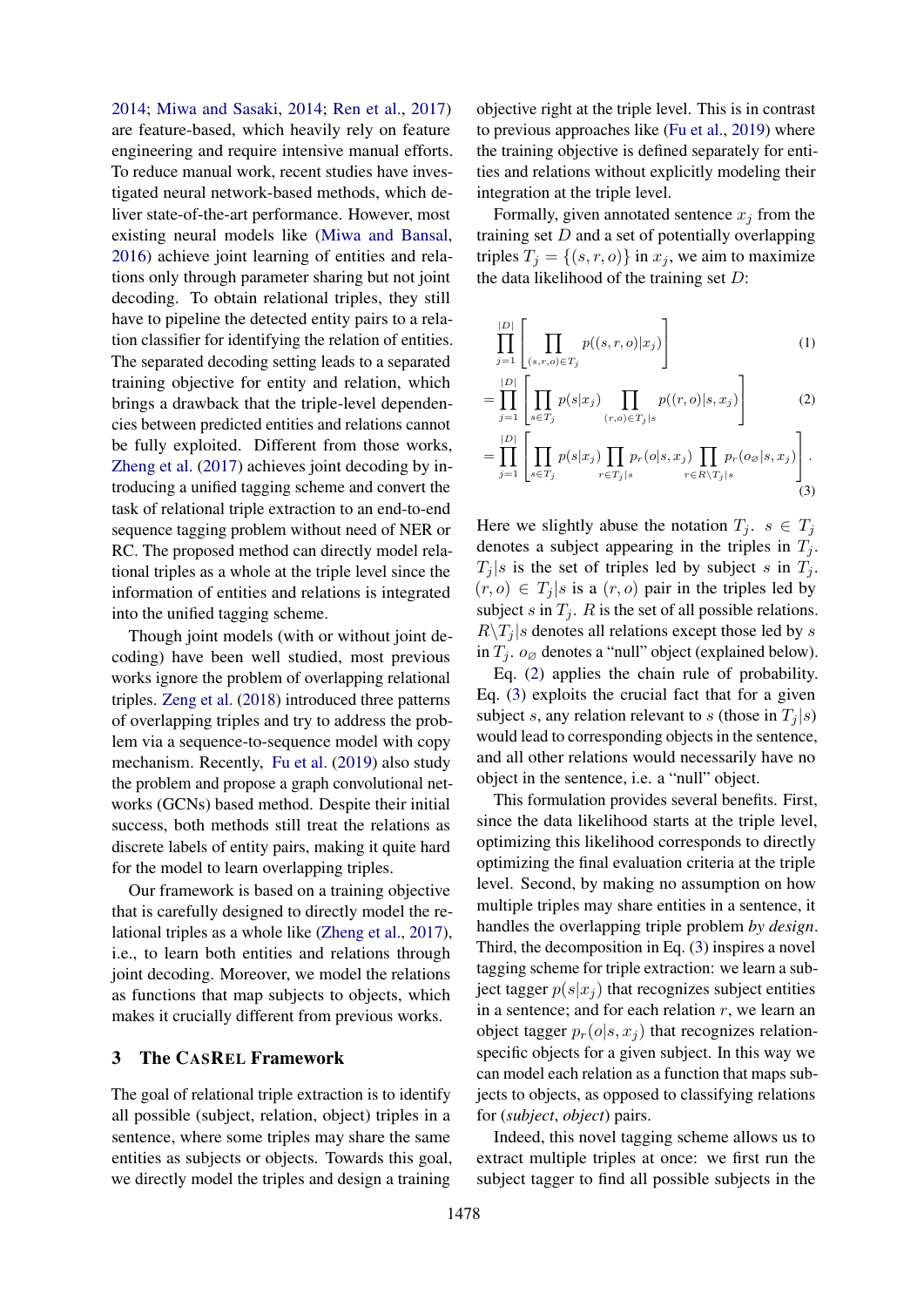2014; Miwa and Sasaki, 2014; Ren et al., 2017) are feature-based, which heavily rely on feature engineering and require intensive manual efforts. To reduce manual work, recent studies have investigated neural network-based methods, which deliver state-of-the-art performance. However, most existing neural models like (Miwa and Bansal, 2016) achieve joint learning of entities and relations only through parameter sharing but not joint decoding. To obtain relational triples, they still have to pipeline the detected entity pairs to a relation classifier for identifying the relation of entities. The separated decoding setting leads to a separated training objective for entity and relation, which brings a drawback that the triple-level dependencies between predicted entities and relations cannot be fully exploited. Different from those works, Zheng et al. (2017) achieves joint decoding by introducing a unified tagging scheme and convert the task of relational triple extraction to an end-to-end sequence tagging problem without need of NER or RC. The proposed method can directly model relational triples as a whole at the triple level since the information of entities and relations is integrated into the unified tagging scheme.

Though joint models (with or without joint decoding) have been well studied, most previous works ignore the problem of overlapping relational triples. Zeng et al. (2018) introduced three patterns of overlapping triples and try to address the problem via a sequence-to-sequence model with copy mechanism. Recently, Fu et al. (2019) also study the problem and propose a graph convolutional networks (GCNs) based method. Despite their initial success, both methods still treat the relations as discrete labels of entity pairs, making it quite hard for the model to learn overlapping triples.

Our framework is based on a training objective that is carefully designed to directly model the relational triples as a whole like (Zheng et al., 2017), i.e., to learn both entities and relations through joint decoding. Moreover, we model the relations as functions that map subjects to objects, which makes it crucially different from previous works.

## 3 The CasRel Framework

The goal of relational triple extraction is to identify all possible (subject, relation, object) triples in a sentence, where some triples may share the same entities as subjects or objects. Towards this goal, we directly model the triples and design a training objective right at the triple level. This is in contrast to previous approaches like (Fu et al., 2019) where the training objective is defined separately for entities and relations without explicitly modeling their integration at the triple level.

Formally, given annotated sentence $x_j$ from the training set $D$ and a set of potentially overlapping triples $T_j = \{(s, r, o)\}$ in $x_j$, we aim to maximize the data likelihood of the training set $D$:

$$\prod_{j=1}^{|D|} \left[ \prod_{(s,r,o) \in T_j} p((s, r, o)|x_j) \right] \tag{1}$$

$$= \prod_{j=1}^{|D|} \left[ \prod_{s \in T_j} p(s|x_j) \prod_{(r,o) \in T_j|s} p((r, o)|s, x_j) \right] \tag{2}$$

$$= \prod_{j=1}^{|D|} \left[ \prod_{s \in T_j} p(s|x_j) \prod_{r \in T_j|s} p_r(o|s, x_j) \prod_{r \in R \backslash T_j|s} p_r(o_\varnothing|s, x_j) \right]. \tag{3}$$

Here we slightly abuse the notation $T_j$. $s \in T_j$ denotes a subject appearing in the triples in $T_j$. $T_j|s$ is the set of triples led by subject $s$ in $T_j$. $(r, o) \in T_j|s$ is a $(r, o)$ pair in the triples led by subject $s$ in $T_j$. $R$ is the set of all possible relations. $R \backslash T_j|s$ denotes all relations except those led by $s$ in $T_j$. $o_\varnothing$ denotes a "null" object (explained below).

Eq. (2) applies the chain rule of probability. Eq. (3) exploits the crucial fact that for a given subject $s$, any relation relevant to $s$ (those in $T_j|s$) would lead to corresponding objects in the sentence, and all other relations would necessarily have no object in the sentence, i.e. a "null" object.

This formulation provides several benefits. First, since the data likelihood starts at the triple level, optimizing this likelihood corresponds to directly optimizing the final evaluation criteria at the triple level. Second, by making no assumption on how multiple triples may share entities in a sentence, it handles the overlapping triple problem *by design*. Third, the decomposition in Eq. (3) inspires a novel tagging scheme for triple extraction: we learn a subject tagger $p(s|x_j)$ that recognizes subject entities in a sentence; and for each relation $r$, we learn an object tagger $p_r(o|s, x_j)$ that recognizes relation-specific objects for a given subject. In this way we can model each relation as a function that maps subjects to objects, as opposed to classifying relations for (*subject*, *object*) pairs.

Indeed, this novel tagging scheme allows us to extract multiple triples at once: we first run the subject tagger to find all possible subjects in the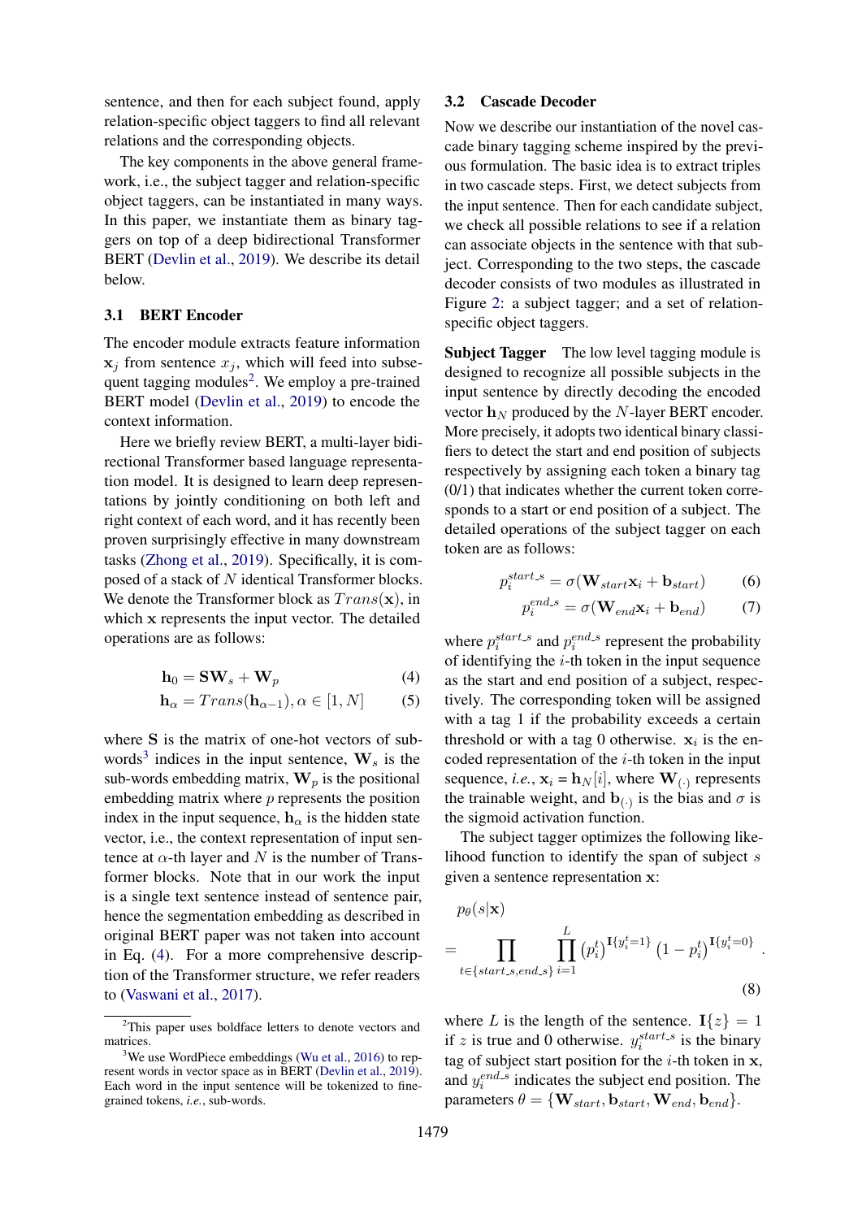sentence, and then for each subject found, apply relation-specific object taggers to find all relevant relations and the corresponding objects.

The key components in the above general framework, i.e., the subject tagger and relation-specific object taggers, can be instantiated in many ways. In this paper, we instantiate them as binary taggers on top of a deep bidirectional Transformer BERT (Devlin et al., 2019). We describe its detail below.

### 3.1 BERT Encoder

The encoder module extracts feature information $\mathbf{x}_j$ from sentence $x_j$, which will feed into subsequent tagging modules[2]. We employ a pre-trained BERT model (Devlin et al., 2019) to encode the context information.

Here we briefly review BERT, a multi-layer bidirectional Transformer based language representation model. It is designed to learn deep representations by jointly conditioning on both left and right context of each word, and it has recently been proven surprisingly effective in many downstream tasks (Zhong et al., 2019). Specifically, it is composed of a stack of $N$ identical Transformer blocks. We denote the Transformer block as $Trans(\mathbf{x})$, in which $\mathbf{x}$ represents the input vector. The detailed operations are as follows:

$$\mathbf{h}_0 = \mathbf{S}\mathbf{W}_s + \mathbf{W}_p \tag{4}$$

$$\mathbf{h}_\alpha = Trans(\mathbf{h}_{\alpha-1}), \alpha \in [1, N] \tag{5}$$

where $\mathbf{S}$ is the matrix of one-hot vectors of sub-words[3] indices in the input sentence, $\mathbf{W}_s$ is the sub-words embedding matrix, $\mathbf{W}_p$ is the positional embedding matrix where $p$ represents the position index in the input sequence, $\mathbf{h}_\alpha$ is the hidden state vector, i.e., the context representation of input sentence at $\alpha$-th layer and $N$ is the number of Transformer blocks. Note that in our work the input is a single text sentence instead of sentence pair, hence the segmentation embedding as described in original BERT paper was not taken into account in Eq. (4). For a more comprehensive description of the Transformer structure, we refer readers to (Vaswani et al., 2017).

### 3.2 Cascade Decoder

Now we describe our instantiation of the novel cascade binary tagging scheme inspired by the previous formulation. The basic idea is to extract triples in two cascade steps. First, we detect subjects from the input sentence. Then for each candidate subject, we check all possible relations to see if a relation can associate objects in the sentence with that subject. Corresponding to the two steps, the cascade decoder consists of two modules as illustrated in Figure 2: a subject tagger; and a set of relation-specific object taggers.

**Subject Tagger** The low level tagging module is designed to recognize all possible subjects in the input sentence by directly decoding the encoded vector $\mathbf{h}_N$ produced by the $N$-layer BERT encoder. More precisely, it adopts two identical binary classifiers to detect the start and end position of subjects respectively by assigning each token a binary tag (0/1) that indicates whether the current token corresponds to a start or end position of a subject. The detailed operations of the subject tagger on each token are as follows:

$$p_i^{start\_s} = \sigma(\mathbf{W}_{start}\mathbf{x}_i + \mathbf{b}_{start}) \tag{6}$$

$$p_i^{end\_s} = \sigma(\mathbf{W}_{end}\mathbf{x}_i + \mathbf{b}_{end}) \tag{7}$$

where $p_i^{start\_s}$ and $p_i^{end\_s}$ represent the probability of identifying the $i$-th token in the input sequence as the start and end position of a subject, respectively. The corresponding token will be assigned with a tag 1 if the probability exceeds a certain threshold or with a tag 0 otherwise. $\mathbf{x}_i$ is the encoded representation of the $i$-th token in the input sequence, *i.e.*, $\mathbf{x}_i = \mathbf{h}_N[i]$, where $\mathbf{W}_{(\cdot)}$ represents the trainable weight, and $\mathbf{b}_{(\cdot)}$ is the bias and $\sigma$ is the sigmoid activation function.

The subject tagger optimizes the following likelihood function to identify the span of subject $s$ given a sentence representation $\mathbf{x}$:

$$p_\theta(s|\mathbf{x}) = \prod_{t \in \{start\_s, end\_s\}} \prod_{i=1}^{L} \left(p_i^t\right)^{\mathbf{I}\{y_i^t=1\}} \left(1 - p_i^t\right)^{\mathbf{I}\{y_i^t=0\}}. \tag{8}$$

where $L$ is the length of the sentence. $\mathbf{I}\{z\} = 1$ if $z$ is true and 0 otherwise. $y_i^{start\_s}$ is the binary tag of subject start position for the $i$-th token in $\mathbf{x}$, and $y_i^{end\_s}$ indicates the subject end position. The parameters $\theta = \{\mathbf{W}_{start}, \mathbf{b}_{start}, \mathbf{W}_{end}, \mathbf{b}_{end}\}$.

---

[2] This paper uses boldface letters to denote vectors and matrices.

[3] We use WordPiece embeddings (Wu et al., 2016) to represent words in vector space as in BERT (Devlin et al., 2019). Each word in the input sentence will be tokenized to fine-grained tokens, *i.e.*, sub-words.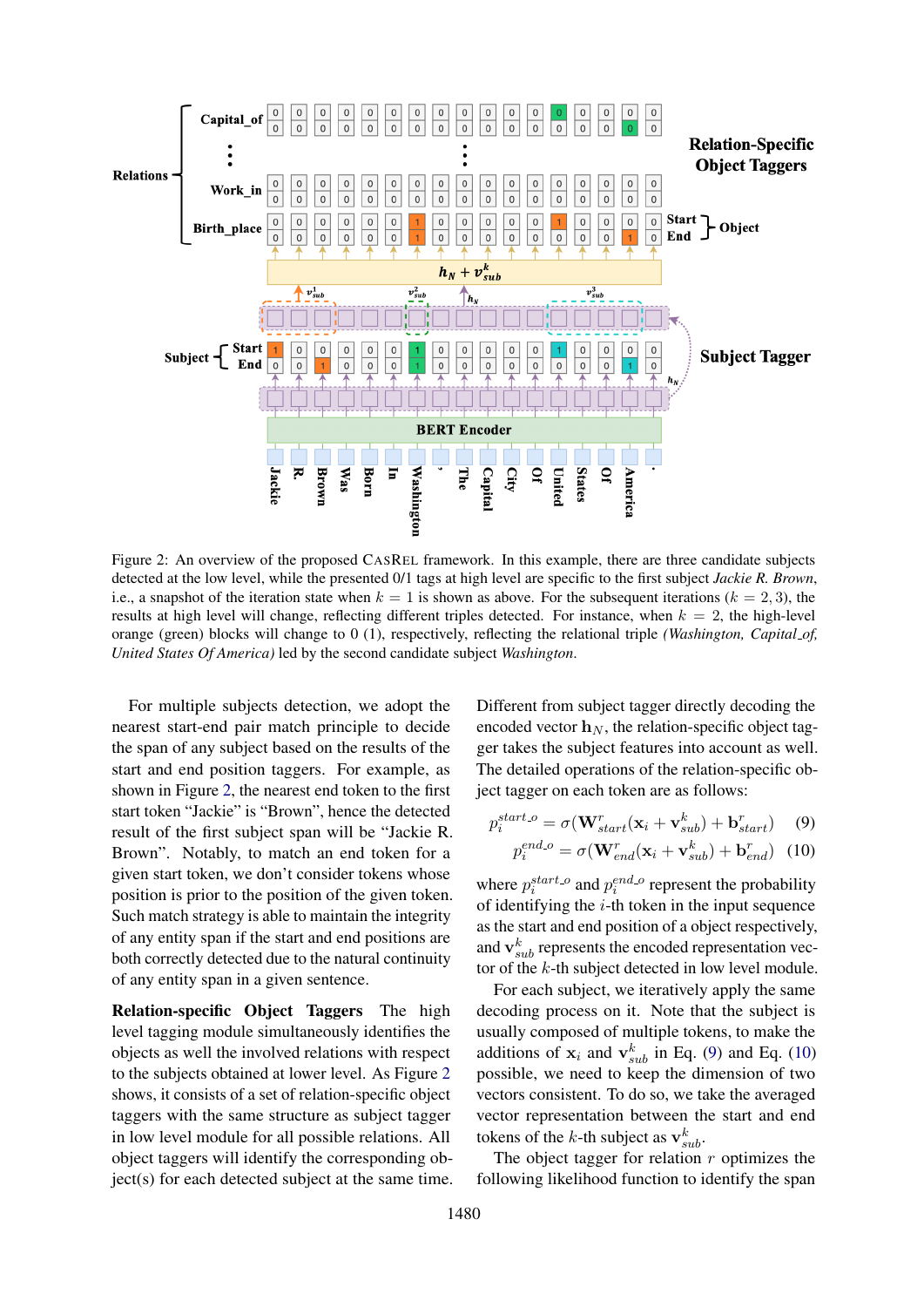Figure 2: An overview of the proposed CASREL framework. In this example, there are three candidate subjects detected at the low level, while the presented 0/1 tags at high level are specific to the first subject *Jackie R. Brown*, i.e., a snapshot of the iteration state when $k = 1$ is shown as above. For the subsequent iterations ($k = 2, 3$), the results at high level will change, reflecting different triples detected. For instance, when $k = 2$, the high-level orange (green) blocks will change to 0 (1), respectively, reflecting the relational triple *(Washington, Capital_of, United States Of America)* led by the second candidate subject *Washington*.

For multiple subjects detection, we adopt the nearest start-end pair match principle to decide the span of any subject based on the results of the start and end position taggers. For example, as shown in Figure 2, the nearest end token to the first start token "Jackie" is "Brown", hence the detected result of the first subject span will be "Jackie R. Brown". Notably, to match an end token for a given start token, we don't consider tokens whose position is prior to the position of the given token. Such match strategy is able to maintain the integrity of any entity span if the start and end positions are both correctly detected due to the natural continuity of any entity span in a given sentence.

**Relation-specific Object Taggers** The high level tagging module simultaneously identifies the objects as well the involved relations with respect to the subjects obtained at lower level. As Figure 2 shows, it consists of a set of relation-specific object taggers with the same structure as subject tagger in low level module for all possible relations. All object taggers will identify the corresponding object(s) for each detected subject at the same time. Different from subject tagger directly decoding the encoded vector $\mathbf{h}_N$, the relation-specific object tagger takes the subject features into account as well. The detailed operations of the relation-specific object tagger on each token are as follows:

$$p_i^{start\_o} = \sigma(\mathbf{W}_{start}^r(\mathbf{x}_i + \mathbf{v}_{sub}^k) + \mathbf{b}_{start}^r) \quad (9)$$

$$p_i^{end\_o} = \sigma(\mathbf{W}_{end}^r(\mathbf{x}_i + \mathbf{v}_{sub}^k) + \mathbf{b}_{end}^r) \quad (10)$$

where $p_i^{start\_o}$ and $p_i^{end\_o}$ represent the probability of identifying the $i$-th token in the input sequence as the start and end position of a object respectively, and $\mathbf{v}_{sub}^k$ represents the encoded representation vector of the $k$-th subject detected in low level module.

For each subject, we iteratively apply the same decoding process on it. Note that the subject is usually composed of multiple tokens, to make the additions of $\mathbf{x}_i$ and $\mathbf{v}_{sub}^k$ in Eq. (9) and Eq. (10) possible, we need to keep the dimension of two vectors consistent. To do so, we take the averaged vector representation between the start and end tokens of the $k$-th subject as $\mathbf{v}_{sub}^k$.

The object tagger for relation $r$ optimizes the following likelihood function to identify the span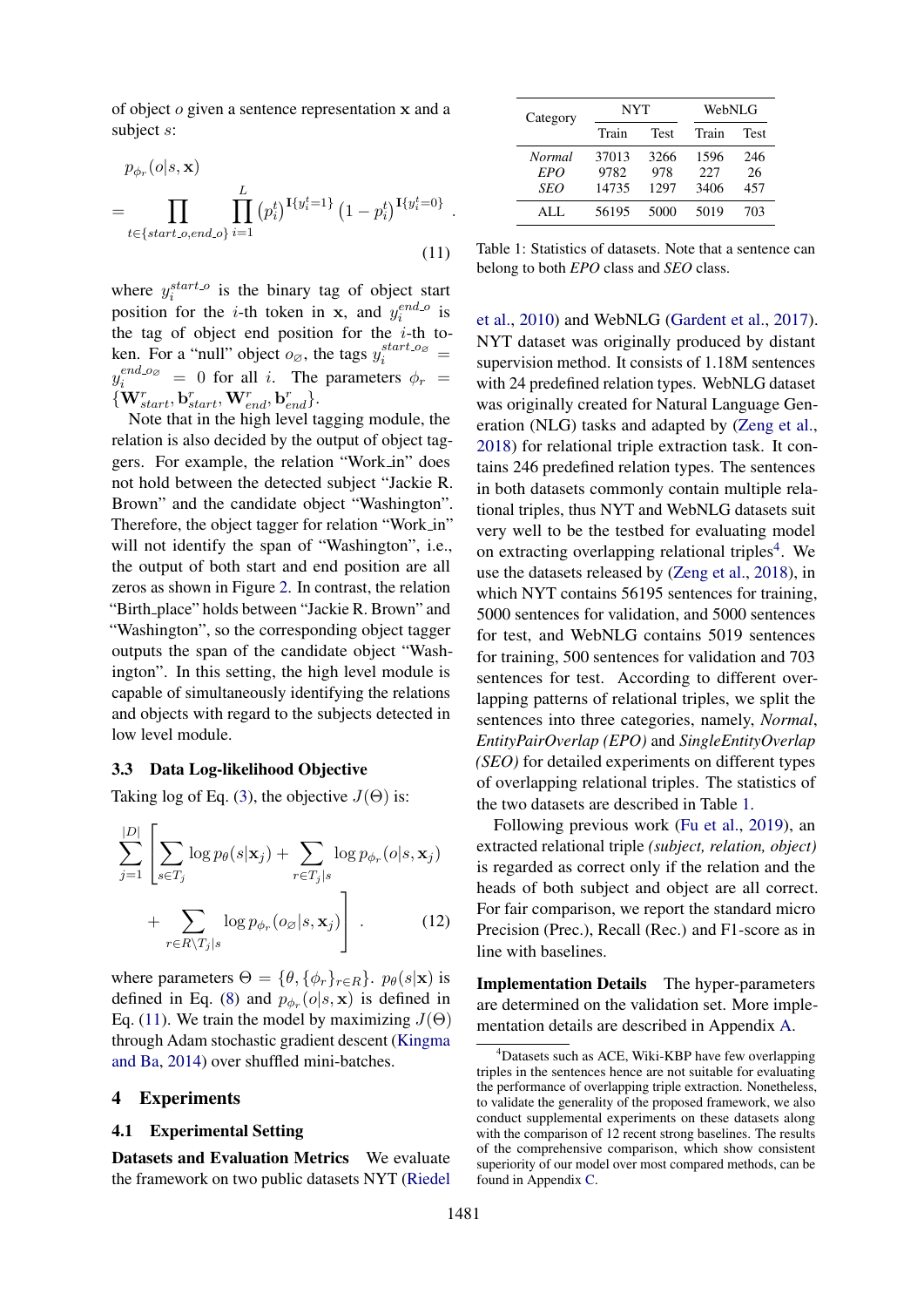of object $o$ given a sentence representation $\mathbf{x}$ and a subject $s$:

$$
\begin{aligned}
& p_{\phi_r}(o|s, \mathbf{x}) \\
= & \prod_{t \in \{start\_o, end\_o\}} \prod_{i=1}^{L} \left(p_i^t\right)^{\mathbf{I}\{y_i^t=1\}} \left(1 - p_i^t\right)^{\mathbf{I}\{y_i^t=0\}} .
\end{aligned} \tag{11}
$$

where $y_i^{start\_o}$ is the binary tag of object start position for the $i$-th token in $\mathbf{x}$, and $y_i^{end\_o}$ is the tag of object end position for the $i$-th token. For a "null" object $o_{\varnothing}$, the tags $y_i^{start\_o_{\varnothing}} = y_i^{end\_o_{\varnothing}} = 0$ for all $i$. The parameters $\phi_r = \{\mathbf{W}^r_{start}, \mathbf{b}^r_{start}, \mathbf{W}^r_{end}, \mathbf{b}^r_{end}\}$.

Note that in the high level tagging module, the relation is also decided by the output of object taggers. For example, the relation "Work_in" does not hold between the detected subject "Jackie R. Brown" and the candidate object "Washington". Therefore, the object tagger for relation "Work_in" will not identify the span of "Washington", i.e., the output of both start and end position are all zeros as shown in Figure 2. In contrast, the relation "Birth_place" holds between "Jackie R. Brown" and "Washington", so the corresponding object tagger outputs the span of the candidate object "Washington". In this setting, the high level module is capable of simultaneously identifying the relations and objects with regard to the subjects detected in low level module.

### 3.3 Data Log-likelihood Objective

Taking log of Eq. (3), the objective $J(\Theta)$ is:

$$
\begin{aligned}
& \sum_{j=1}^{|D|} \left[ \sum_{s \in T_j} \log p_\theta(s|\mathbf{x}_j) + \sum_{r \in T_j|s} \log p_{\phi_r}(o|s, \mathbf{x}_j) \right. \\
& \left. + \sum_{r \in R \setminus T_j|s} \log p_{\phi_r}(o_{\varnothing}|s, \mathbf{x}_j) \right] .
\end{aligned} \tag{12}
$$

where parameters $\Theta = \{\theta, \{\phi_r\}_{r \in R}\}$. $p_\theta(s|\mathbf{x})$ is defined in Eq. (8) and $p_{\phi_r}(o|s, \mathbf{x})$ is defined in Eq. (11). We train the model by maximizing $J(\Theta)$ through Adam stochastic gradient descent (Kingma and Ba, 2014) over shuffled mini-batches.

## 4 Experiments

### 4.1 Experimental Setting

**Datasets and Evaluation Metrics** We evaluate the framework on two public datasets NYT (Riedel et al., 2010) and WebNLG (Gardent et al., 2017). NYT dataset was originally produced by distant supervision method. It consists of 1.18M sentences with 24 predefined relation types. WebNLG dataset was originally created for Natural Language Generation (NLG) tasks and adapted by (Zeng et al., 2018) for relational triple extraction task. It contains 246 predefined relation types. The sentences in both datasets commonly contain multiple relational triples, thus NYT and WebNLG datasets suit very well to be the testbed for evaluating model on extracting overlapping relational triples[4]. We use the datasets released by (Zeng et al., 2018), in which NYT contains 56195 sentences for training, 5000 sentences for validation, and 5000 sentences for test, and WebNLG contains 5019 sentences for training, 500 sentences for validation and 703 sentences for test. According to different overlapping patterns of relational triples, we split the sentences into three categories, namely, *Normal*, *EntityPairOverlap (EPO)* and *SingleEntityOverlap (SEO)* for detailed experiments on different types of overlapping relational triples. The statistics of the two datasets are described in Table 1.

| Category | NYT | | WebNLG | |
|---|---|---|---|---|
| | Train | Test | Train | Test |
| *Normal* | 37013 | 3266 | 1596 | 246 |
| *EPO* | 9782 | 978 | 227 | 26 |
| *SEO* | 14735 | 1297 | 3406 | 457 |
| ALL | 56195 | 5000 | 5019 | 703 |

Table 1: Statistics of datasets. Note that a sentence can belong to both *EPO* class and *SEO* class.

Following previous work (Fu et al., 2019), an extracted relational triple *(subject, relation, object)* is regarded as correct only if the relation and the heads of both subject and object are all correct. For fair comparison, we report the standard micro Precision (Prec.), Recall (Rec.) and F1-score as in line with baselines.

**Implementation Details** The hyper-parameters are determined on the validation set. More implementation details are described in Appendix A.

[4] Datasets such as ACE, Wiki-KBP have few overlapping triples in the sentences hence are not suitable for evaluating the performance of overlapping triple extraction. Nonetheless, to validate the generality of the proposed framework, we also conduct supplemental experiments on these datasets along with the comparison of 12 recent strong baselines. The results of the comprehensive comparison, which show consistent superiority of our model over most compared methods, can be found in Appendix C.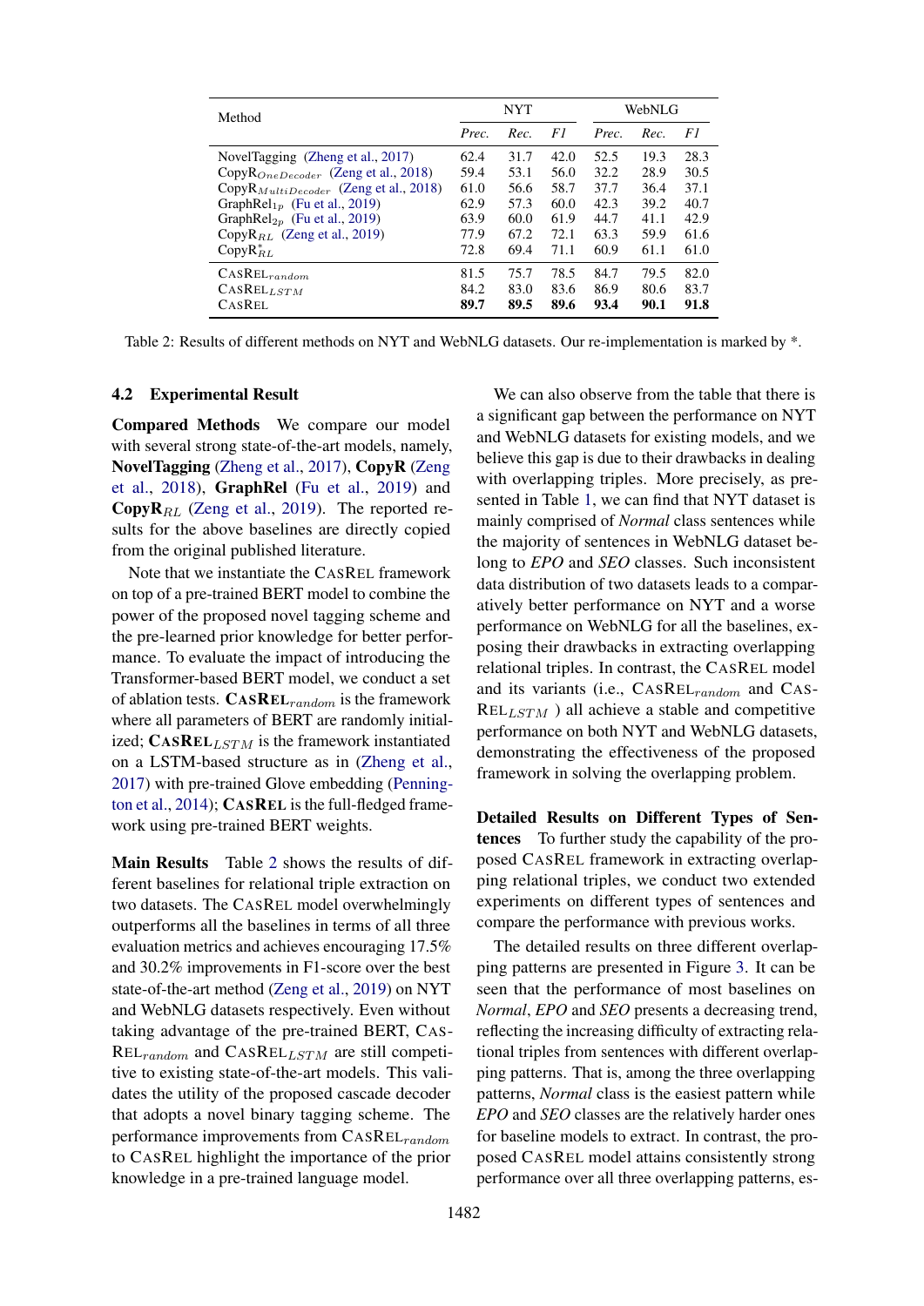| Method | NYT | | | WebNLG | | |
|---|---|---|---|---|---|---|
| | *Prec.* | *Rec.* | *F1* | *Prec.* | *Rec.* | *F1* |
| NovelTagging (Zheng et al., 2017) | 62.4 | 31.7 | 42.0 | 52.5 | 19.3 | 28.3 |
| CopyR$_{OneDecoder}$ (Zeng et al., 2018) | 59.4 | 53.1 | 56.0 | 32.2 | 28.9 | 30.5 |
| CopyR$_{MultiDecoder}$ (Zeng et al., 2018) | 61.0 | 56.6 | 58.7 | 37.7 | 36.4 | 37.1 |
| GraphRel$_{1p}$ (Fu et al., 2019) | 62.9 | 57.3 | 60.0 | 42.3 | 39.2 | 40.7 |
| GraphRel$_{2p}$ (Fu et al., 2019) | 63.9 | 60.0 | 61.9 | 44.7 | 41.1 | 42.9 |
| CopyR$_{RL}$ (Zeng et al., 2019) | 77.9 | 67.2 | 72.1 | 63.3 | 59.9 | 61.6 |
| CopyR$^{*}_{RL}$ | 72.8 | 69.4 | 71.1 | 60.9 | 61.1 | 61.0 |
| CasRel$_{random}$ | 81.5 | 75.7 | 78.5 | 84.7 | 79.5 | 82.0 |
| CasRel$_{LSTM}$ | 84.2 | 83.0 | 83.6 | 86.9 | 80.6 | 83.7 |
| CasRel | **89.7** | **89.5** | **89.6** | **93.4** | **90.1** | **91.8** |

Table 2: Results of different methods on NYT and WebNLG datasets. Our re-implementation is marked by *.

### 4.2 Experimental Result

**Compared Methods** We compare our model with several strong state-of-the-art models, namely, **NovelTagging** (Zheng et al., 2017), **CopyR** (Zeng et al., 2018), **GraphRel** (Fu et al., 2019) and **CopyR$_{RL}$** (Zeng et al., 2019). The reported results for the above baselines are directly copied from the original published literature.

Note that we instantiate the CasRel framework on top of a pre-trained BERT model to combine the power of the proposed novel tagging scheme and the pre-learned prior knowledge for better performance. To evaluate the impact of introducing the Transformer-based BERT model, we conduct a set of ablation tests. **CasRel$_{random}$** is the framework where all parameters of BERT are randomly initialized; **CasRel$_{LSTM}$** is the framework instantiated on a LSTM-based structure as in (Zheng et al., 2017) with pre-trained Glove embedding (Pennington et al., 2014); **CasRel** is the full-fledged framework using pre-trained BERT weights.

**Main Results** Table 2 shows the results of different baselines for relational triple extraction on two datasets. The CasRel model overwhelmingly outperforms all the baselines in terms of all three evaluation metrics and achieves encouraging 17.5% and 30.2% improvements in F1-score over the best state-of-the-art method (Zeng et al., 2019) on NYT and WebNLG datasets respectively. Even without taking advantage of the pre-trained BERT, CasRel$_{random}$ and CasRel$_{LSTM}$ are still competitive to existing state-of-the-art models. This validates the utility of the proposed cascade decoder that adopts a novel binary tagging scheme. The performance improvements from CasRel$_{random}$ to CasRel highlight the importance of the prior knowledge in a pre-trained language model.

We can also observe from the table that there is a significant gap between the performance on NYT and WebNLG datasets for existing models, and we believe this gap is due to their drawbacks in dealing with overlapping triples. More precisely, as presented in Table 1, we can find that NYT dataset is mainly comprised of *Normal* class sentences while the majority of sentences in WebNLG dataset belong to *EPO* and *SEO* classes. Such inconsistent data distribution of two datasets leads to a comparatively better performance on NYT and a worse performance on WebNLG for all the baselines, exposing their drawbacks in extracting overlapping relational triples. In contrast, the CasRel model and its variants (i.e., CasRel$_{random}$ and CasRel$_{LSTM}$ ) all achieve a stable and competitive performance on both NYT and WebNLG datasets, demonstrating the effectiveness of the proposed framework in solving the overlapping problem.

**Detailed Results on Different Types of Sentences** To further study the capability of the proposed CasRel framework in extracting overlapping relational triples, we conduct two extended experiments on different types of sentences and compare the performance with previous works.

The detailed results on three different overlapping patterns are presented in Figure 3. It can be seen that the performance of most baselines on *Normal*, *EPO* and *SEO* presents a decreasing trend, reflecting the increasing difficulty of extracting relational triples from sentences with different overlapping patterns. That is, among the three overlapping patterns, *Normal* class is the easiest pattern while *EPO* and *SEO* classes are the relatively harder ones for baseline models to extract. In contrast, the proposed CasRel model attains consistently strong performance over all three overlapping patterns, es-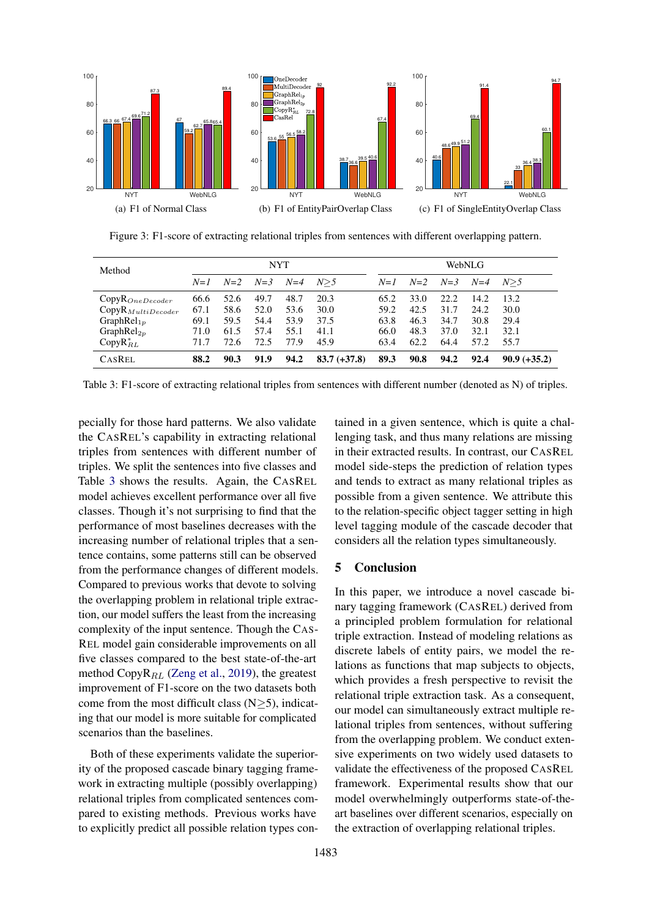Figure 3: F1-score of extracting relational triples from sentences with different overlapping pattern.

(a) F1 of Normal Class

(b) F1 of EntityPairOverlap Class

(c) F1 of SingleEntityOverlap Class

| Method | NYT | | | | | WebNLG | | | | |
|---|---|---|---|---|---|---|---|---|---|---|
| | *N=1* | *N=2* | *N=3* | *N=4* | *N≥5* | *N=1* | *N=2* | *N=3* | *N=4* | *N≥5* |
| $\text{CopyR}_{OneDecoder}$ | 66.6 | 52.6 | 49.7 | 48.7 | 20.3 | 65.2 | 33.0 | 22.2 | 14.2 | 13.2 |
| $\text{CopyR}_{MultiDecoder}$ | 67.1 | 58.6 | 52.0 | 53.6 | 30.0 | 59.2 | 42.5 | 31.7 | 24.2 | 30.0 |
| $\text{GraphRel}_{1p}$ | 69.1 | 59.5 | 54.4 | 53.9 | 37.5 | 63.8 | 46.3 | 34.7 | 30.8 | 29.4 |
| $\text{GraphRel}_{2p}$ | 71.0 | 61.5 | 57.4 | 55.1 | 41.1 | 66.0 | 48.3 | 37.0 | 32.1 | 32.1 |
| $\text{CopyR}^{*}_{RL}$ | 71.7 | 72.6 | 72.5 | 77.9 | 45.9 | 63.4 | 62.2 | 64.4 | 57.2 | 55.7 |
| CASREL | **88.2** | **90.3** | **91.9** | **94.2** | **83.7 (+37.8)** | **89.3** | **90.8** | **94.2** | **92.4** | **90.9 (+35.2)** |

Table 3: F1-score of extracting relational triples from sentences with different number (denoted as N) of triples.

pecially for those hard patterns. We also validate the CASREL's capability in extracting relational triples from sentences with different number of triples. We split the sentences into five classes and Table 3 shows the results. Again, the CASREL model achieves excellent performance over all five classes. Though it's not surprising to find that the performance of most baselines decreases with the increasing number of relational triples that a sentence contains, some patterns still can be observed from the performance changes of different models. Compared to previous works that devote to solving the overlapping problem in relational triple extraction, our model suffers the least from the increasing complexity of the input sentence. Though the CASREL model gain considerable improvements on all five classes compared to the best state-of-the-art method $\text{CopyR}_{RL}$ (Zeng et al., 2019), the greatest improvement of F1-score on the two datasets both come from the most difficult class (N≥5), indicating that our model is more suitable for complicated scenarios than the baselines.

Both of these experiments validate the superiority of the proposed cascade binary tagging framework in extracting multiple (possibly overlapping) relational triples from complicated sentences compared to existing methods. Previous works have to explicitly predict all possible relation types contained in a given sentence, which is quite a challenging task, and thus many relations are missing in their extracted results. In contrast, our CASREL model side-steps the prediction of relation types and tends to extract as many relational triples as possible from a given sentence. We attribute this to the relation-specific object tagger setting in high level tagging module of the cascade decoder that considers all the relation types simultaneously.

## 5 Conclusion

In this paper, we introduce a novel cascade binary tagging framework (CASREL) derived from a principled problem formulation for relational triple extraction. Instead of modeling relations as discrete labels of entity pairs, we model the relations as functions that map subjects to objects, which provides a fresh perspective to revisit the relational triple extraction task. As a consequent, our model can simultaneously extract multiple relational triples from sentences, without suffering from the overlapping problem. We conduct extensive experiments on two widely used datasets to validate the effectiveness of the proposed CASREL framework. Experimental results show that our model overwhelmingly outperforms state-of-the-art baselines over different scenarios, especially on the extraction of overlapping relational triples.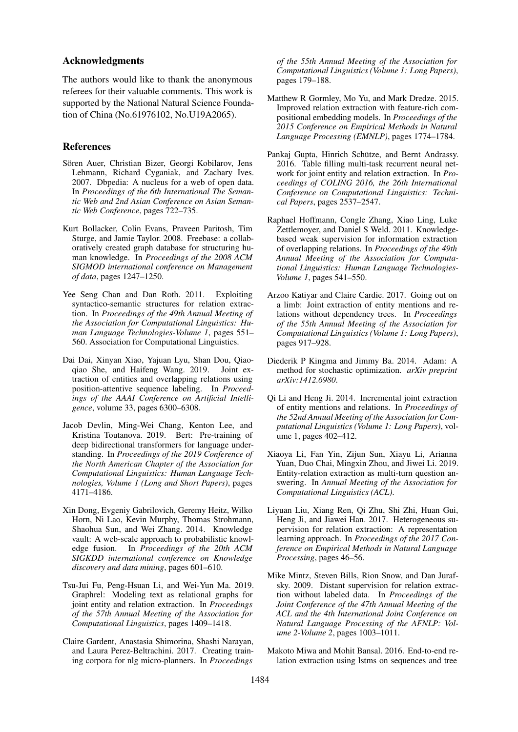## Acknowledgments

The authors would like to thank the anonymous referees for their valuable comments. This work is supported by the National Natural Science Foundation of China (No.61976102, No.U19A2065).

## References

Sören Auer, Christian Bizer, Georgi Kobilarov, Jens Lehmann, Richard Cyganiak, and Zachary Ives. 2007. Dbpedia: A nucleus for a web of open data. In *Proceedings of the 6th International The Semantic Web and 2nd Asian Conference on Asian Semantic Web Conference*, pages 722–735.

Kurt Bollacker, Colin Evans, Praveen Paritosh, Tim Sturge, and Jamie Taylor. 2008. Freebase: a collaboratively created graph database for structuring human knowledge. In *Proceedings of the 2008 ACM SIGMOD international conference on Management of data*, pages 1247–1250.

Yee Seng Chan and Dan Roth. 2011. Exploiting syntactico-semantic structures for relation extraction. In *Proceedings of the 49th Annual Meeting of the Association for Computational Linguistics: Human Language Technologies-Volume 1*, pages 551–560. Association for Computational Linguistics.

Dai Dai, Xinyan Xiao, Yajuan Lyu, Shan Dou, Qiaoqiao She, and Haifeng Wang. 2019. Joint extraction of entities and overlapping relations using position-attentive sequence labeling. In *Proceedings of the AAAI Conference on Artificial Intelligence*, volume 33, pages 6300–6308.

Jacob Devlin, Ming-Wei Chang, Kenton Lee, and Kristina Toutanova. 2019. Bert: Pre-training of deep bidirectional transformers for language understanding. In *Proceedings of the 2019 Conference of the North American Chapter of the Association for Computational Linguistics: Human Language Technologies, Volume 1 (Long and Short Papers)*, pages 4171–4186.

Xin Dong, Evgeniy Gabrilovich, Geremy Heitz, Wilko Horn, Ni Lao, Kevin Murphy, Thomas Strohmann, Shaohua Sun, and Wei Zhang. 2014. Knowledge vault: A web-scale approach to probabilistic knowledge fusion. In *Proceedings of the 20th ACM SIGKDD international conference on Knowledge discovery and data mining*, pages 601–610.

Tsu-Jui Fu, Peng-Hsuan Li, and Wei-Yun Ma. 2019. Graphrel: Modeling text as relational graphs for joint entity and relation extraction. In *Proceedings of the 57th Annual Meeting of the Association for Computational Linguistics*, pages 1409–1418.

Claire Gardent, Anastasia Shimorina, Shashi Narayan, and Laura Perez-Beltrachini. 2017. Creating training corpora for nlg micro-planners. In *Proceedings of the 55th Annual Meeting of the Association for Computational Linguistics (Volume 1: Long Papers)*, pages 179–188.

Matthew R Gormley, Mo Yu, and Mark Dredze. 2015. Improved relation extraction with feature-rich compositional embedding models. In *Proceedings of the 2015 Conference on Empirical Methods in Natural Language Processing (EMNLP)*, pages 1774–1784.

Pankaj Gupta, Hinrich Schütze, and Bernt Andrassy. 2016. Table filling multi-task recurrent neural network for joint entity and relation extraction. In *Proceedings of COLING 2016, the 26th International Conference on Computational Linguistics: Technical Papers*, pages 2537–2547.

Raphael Hoffmann, Congle Zhang, Xiao Ling, Luke Zettlemoyer, and Daniel S Weld. 2011. Knowledge-based weak supervision for information extraction of overlapping relations. In *Proceedings of the 49th Annual Meeting of the Association for Computational Linguistics: Human Language Technologies-Volume 1*, pages 541–550.

Arzoo Katiyar and Claire Cardie. 2017. Going out on a limb: Joint extraction of entity mentions and relations without dependency trees. In *Proceedings of the 55th Annual Meeting of the Association for Computational Linguistics (Volume 1: Long Papers)*, pages 917–928.

Diederik P Kingma and Jimmy Ba. 2014. Adam: A method for stochastic optimization. *arXiv preprint arXiv:1412.6980*.

Qi Li and Heng Ji. 2014. Incremental joint extraction of entity mentions and relations. In *Proceedings of the 52nd Annual Meeting of the Association for Computational Linguistics (Volume 1: Long Papers)*, volume 1, pages 402–412.

Xiaoya Li, Fan Yin, Zijun Sun, Xiayu Li, Arianna Yuan, Duo Chai, Mingxin Zhou, and Jiwei Li. 2019. Entity-relation extraction as multi-turn question answering. In *Annual Meeting of the Association for Computational Linguistics (ACL)*.

Liyuan Liu, Xiang Ren, Qi Zhu, Shi Zhi, Huan Gui, Heng Ji, and Jiawei Han. 2017. Heterogeneous supervision for relation extraction: A representation learning approach. In *Proceedings of the 2017 Conference on Empirical Methods in Natural Language Processing*, pages 46–56.

Mike Mintz, Steven Bills, Rion Snow, and Dan Jurafsky. 2009. Distant supervision for relation extraction without labeled data. In *Proceedings of the Joint Conference of the 47th Annual Meeting of the ACL and the 4th International Joint Conference on Natural Language Processing of the AFNLP: Volume 2-Volume 2*, pages 1003–1011.

Makoto Miwa and Mohit Bansal. 2016. End-to-end relation extraction using lstms on sequences and tree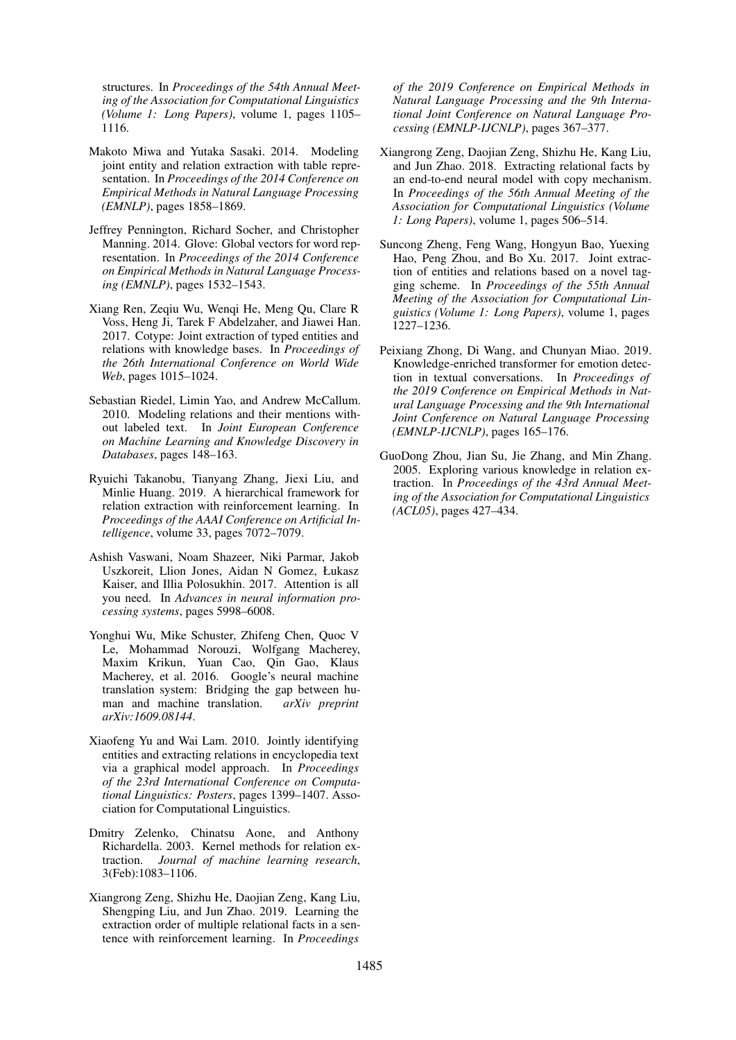structures. In *Proceedings of the 54th Annual Meeting of the Association for Computational Linguistics (Volume 1: Long Papers)*, volume 1, pages 1105–1116.

Makoto Miwa and Yutaka Sasaki. 2014. Modeling joint entity and relation extraction with table representation. In *Proceedings of the 2014 Conference on Empirical Methods in Natural Language Processing (EMNLP)*, pages 1858–1869.

Jeffrey Pennington, Richard Socher, and Christopher Manning. 2014. Glove: Global vectors for word representation. In *Proceedings of the 2014 Conference on Empirical Methods in Natural Language Processing (EMNLP)*, pages 1532–1543.

Xiang Ren, Zeqiu Wu, Wenqi He, Meng Qu, Clare R Voss, Heng Ji, Tarek F Abdelzaher, and Jiawei Han. 2017. Cotype: Joint extraction of typed entities and relations with knowledge bases. In *Proceedings of the 26th International Conference on World Wide Web*, pages 1015–1024.

Sebastian Riedel, Limin Yao, and Andrew McCallum. 2010. Modeling relations and their mentions without labeled text. In *Joint European Conference on Machine Learning and Knowledge Discovery in Databases*, pages 148–163.

Ryuichi Takanobu, Tianyang Zhang, Jiexi Liu, and Minlie Huang. 2019. A hierarchical framework for relation extraction with reinforcement learning. In *Proceedings of the AAAI Conference on Artificial Intelligence*, volume 33, pages 7072–7079.

Ashish Vaswani, Noam Shazeer, Niki Parmar, Jakob Uszkoreit, Llion Jones, Aidan N Gomez, Łukasz Kaiser, and Illia Polosukhin. 2017. Attention is all you need. In *Advances in neural information processing systems*, pages 5998–6008.

Yonghui Wu, Mike Schuster, Zhifeng Chen, Quoc V Le, Mohammad Norouzi, Wolfgang Macherey, Maxim Krikun, Yuan Cao, Qin Gao, Klaus Macherey, et al. 2016. Google's neural machine translation system: Bridging the gap between human and machine translation. *arXiv preprint arXiv:1609.08144*.

Xiaofeng Yu and Wai Lam. 2010. Jointly identifying entities and extracting relations in encyclopedia text via a graphical model approach. In *Proceedings of the 23rd International Conference on Computational Linguistics: Posters*, pages 1399–1407. Association for Computational Linguistics.

Dmitry Zelenko, Chinatsu Aone, and Anthony Richardella. 2003. Kernel methods for relation extraction. *Journal of machine learning research*, 3(Feb):1083–1106.

Xiangrong Zeng, Shizhu He, Daojian Zeng, Kang Liu, Shengping Liu, and Jun Zhao. 2019. Learning the extraction order of multiple relational facts in a sentence with reinforcement learning. In *Proceedings of the 2019 Conference on Empirical Methods in Natural Language Processing and the 9th International Joint Conference on Natural Language Processing (EMNLP-IJCNLP)*, pages 367–377.

Xiangrong Zeng, Daojian Zeng, Shizhu He, Kang Liu, and Jun Zhao. 2018. Extracting relational facts by an end-to-end neural model with copy mechanism. In *Proceedings of the 56th Annual Meeting of the Association for Computational Linguistics (Volume 1: Long Papers)*, volume 1, pages 506–514.

Suncong Zheng, Feng Wang, Hongyun Bao, Yuexing Hao, Peng Zhou, and Bo Xu. 2017. Joint extraction of entities and relations based on a novel tagging scheme. In *Proceedings of the 55th Annual Meeting of the Association for Computational Linguistics (Volume 1: Long Papers)*, volume 1, pages 1227–1236.

Peixiang Zhong, Di Wang, and Chunyan Miao. 2019. Knowledge-enriched transformer for emotion detection in textual conversations. In *Proceedings of the 2019 Conference on Empirical Methods in Natural Language Processing and the 9th International Joint Conference on Natural Language Processing (EMNLP-IJCNLP)*, pages 165–176.

GuoDong Zhou, Jian Su, Jie Zhang, and Min Zhang. 2005. Exploring various knowledge in relation extraction. In *Proceedings of the 43rd Annual Meeting of the Association for Computational Linguistics (ACL05)*, pages 427–434.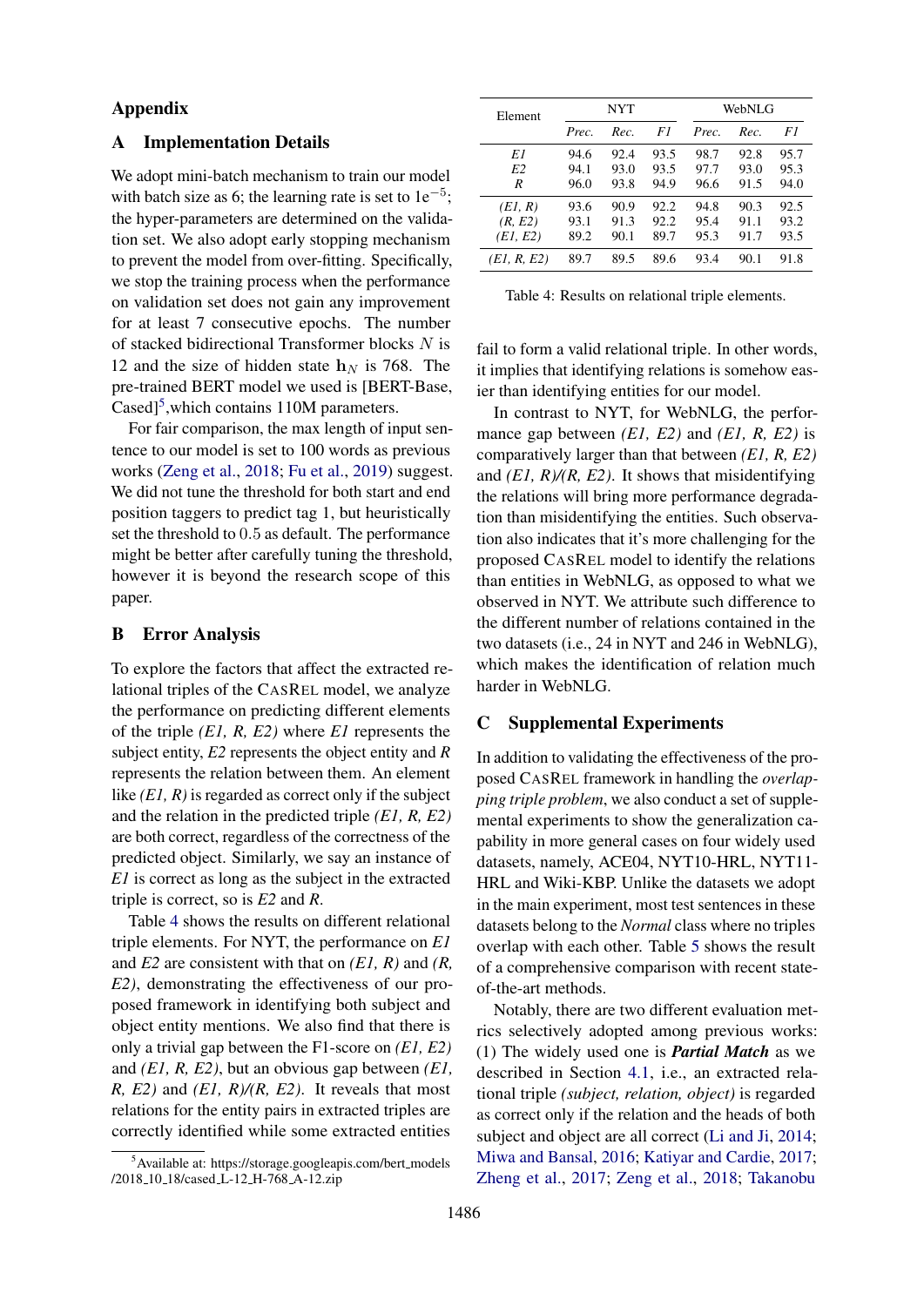## Appendix

## A Implementation Details

We adopt mini-batch mechanism to train our model with batch size as 6; the learning rate is set to $1\mathrm{e}^{-5}$; the hyper-parameters are determined on the validation set. We also adopt early stopping mechanism to prevent the model from over-fitting. Specifically, we stop the training process when the performance on validation set does not gain any improvement for at least 7 consecutive epochs. The number of stacked bidirectional Transformer blocks $N$ is 12 and the size of hidden state $\mathbf{h}_N$ is 768. The pre-trained BERT model we used is [BERT-Base, Cased][5],which contains 110M parameters.

For fair comparison, the max length of input sentence to our model is set to 100 words as previous works (Zeng et al., 2018; Fu et al., 2019) suggest. We did not tune the threshold for both start and end position taggers to predict tag 1, but heuristically set the threshold to 0.5 as default. The performance might be better after carefully tuning the threshold, however it is beyond the research scope of this paper.

## B Error Analysis

To explore the factors that affect the extracted relational triples of the CasRel model, we analyze the performance on predicting different elements of the triple *(E1, R, E2)* where *E1* represents the subject entity, *E2* represents the object entity and *R* represents the relation between them. An element like *(E1, R)* is regarded as correct only if the subject and the relation in the predicted triple *(E1, R, E2)* are both correct, regardless of the correctness of the predicted object. Similarly, we say an instance of *E1* is correct as long as the subject in the extracted triple is correct, so is *E2* and *R*.

Table 4 shows the results on different relational triple elements. For NYT, the performance on *E1* and *E2* are consistent with that on *(E1, R)* and *(R, E2)*, demonstrating the effectiveness of our proposed framework in identifying both subject and object entity mentions. We also find that there is only a trivial gap between the F1-score on *(E1, E2)* and *(E1, R, E2)*, but an obvious gap between *(E1, R, E2)* and *(E1, R)/(R, E2)*. It reveals that most relations for the entity pairs in extracted triples are correctly identified while some extracted entities fail to form a valid relational triple. In other words, it implies that identifying relations is somehow easier than identifying entities for our model.

| Element | NYT | | | WebNLG | | |
|---|---|---|---|---|---|---|
| | *Prec.* | *Rec.* | *F1* | *Prec.* | *Rec.* | *F1* |
| *E1* | 94.6 | 92.4 | 93.5 | 98.7 | 92.8 | 95.7 |
| *E2* | 94.1 | 93.0 | 93.5 | 97.7 | 93.0 | 95.3 |
| *R* | 96.0 | 93.8 | 94.9 | 96.6 | 91.5 | 94.0 |
| *(E1, R)* | 93.6 | 90.9 | 92.2 | 94.8 | 90.3 | 92.5 |
| *(R, E2)* | 93.1 | 91.3 | 92.2 | 95.4 | 91.1 | 93.2 |
| *(E1, E2)* | 89.2 | 90.1 | 89.7 | 95.3 | 91.7 | 93.5 |
| *(E1, R, E2)* | 89.7 | 89.5 | 89.6 | 93.4 | 90.1 | 91.8 |

Table 4: Results on relational triple elements.

In contrast to NYT, for WebNLG, the performance gap between *(E1, E2)* and *(E1, R, E2)* is comparatively larger than that between *(E1, R, E2)* and *(E1, R)/(R, E2)*. It shows that misidentifying the relations will bring more performance degradation than misidentifying the entities. Such observation also indicates that it's more challenging for the proposed CasRel model to identify the relations than entities in WebNLG, as opposed to what we observed in NYT. We attribute such difference to the different number of relations contained in the two datasets (i.e., 24 in NYT and 246 in WebNLG), which makes the identification of relation much harder in WebNLG.

## C Supplemental Experiments

In addition to validating the effectiveness of the proposed CasRel framework in handling the *overlapping triple problem*, we also conduct a set of supplemental experiments to show the generalization capability in more general cases on four widely used datasets, namely, ACE04, NYT10-HRL, NYT11-HRL and Wiki-KBP. Unlike the datasets we adopt in the main experiment, most test sentences in these datasets belong to the *Normal* class where no triples overlap with each other. Table 5 shows the result of a comprehensive comparison with recent state-of-the-art methods.

Notably, there are two different evaluation metrics selectively adopted among previous works: (1) The widely used one is ***Partial Match*** as we described in Section 4.1, i.e., an extracted relational triple *(subject, relation, object)* is regarded as correct only if the relation and the heads of both subject and object are all correct (Li and Ji, 2014; Miwa and Bansal, 2016; Katiyar and Cardie, 2017; Zheng et al., 2017; Zeng et al., 2018; Takanobu

[5] Available at: https://storage.googleapis.com/bert_models/2018_10_18/cased_L-12_H-768_A-12.zip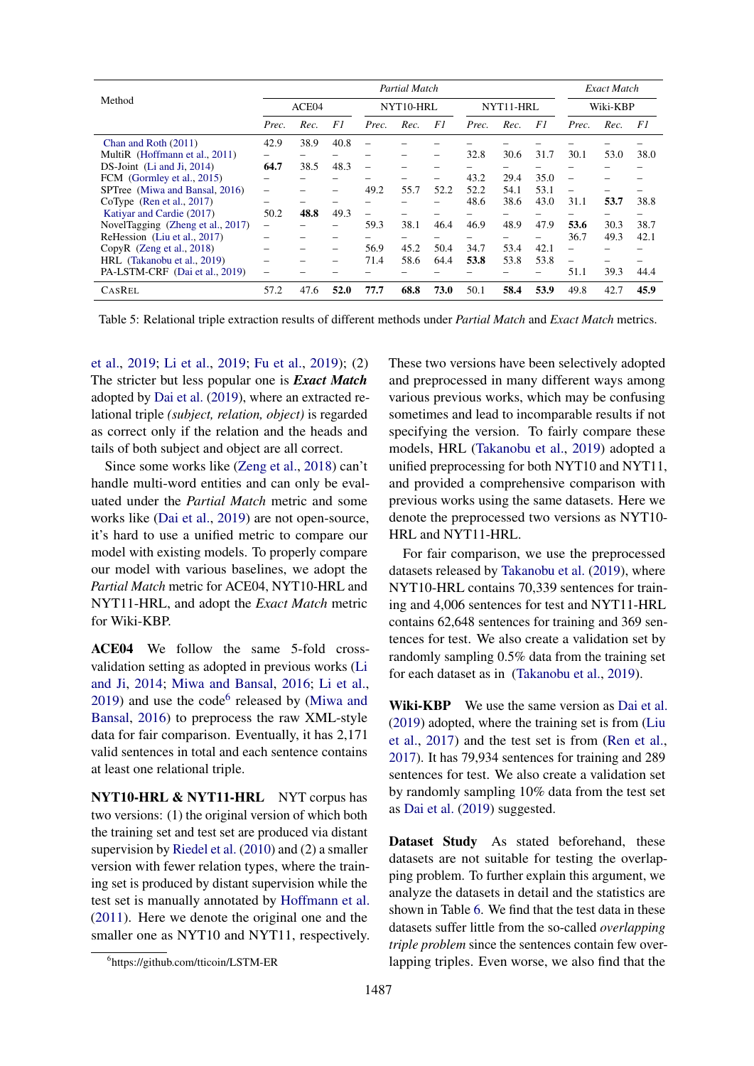| Method | Partial Match | | | | | | | | | Exact Match | | |
|---|---|---|---|---|---|---|---|---|---|---|---|---|
| | ACE04 | | | NYT10-HRL | | | NYT11-HRL | | | Wiki-KBP | | |
| | *Prec.* | *Rec.* | *F1* | *Prec.* | *Rec.* | *F1* | *Prec.* | *Rec.* | *F1* | *Prec.* | *Rec.* | *F1* |
| Chan and Roth (2011) | 42.9 | 38.9 | 40.8 | – | – | – | – | – | – | – | – | – |
| MultiR (Hoffmann et al., 2011) | – | – | – | – | – | – | 32.8 | 30.6 | 31.7 | 30.1 | 53.0 | 38.0 |
| DS-Joint (Li and Ji, 2014) | **64.7** | 38.5 | 48.3 | – | – | – | – | – | – | – | – | – |
| FCM (Gormley et al., 2015) | – | – | – | – | – | – | 43.2 | 29.4 | 35.0 | – | – | – |
| SPTree (Miwa and Bansal, 2016) | – | – | – | 49.2 | 55.7 | 52.2 | 52.2 | 54.1 | 53.1 | – | – | – |
| CoType (Ren et al., 2017) | – | – | – | – | – | – | 48.6 | 38.6 | 43.0 | 31.1 | **53.7** | 38.8 |
| Katiyar and Cardie (2017) | 50.2 | **48.8** | 49.3 | – | – | – | – | – | – | – | – | – |
| NovelTagging (Zheng et al., 2017) | – | – | – | 59.3 | 38.1 | 46.4 | 46.9 | 48.9 | 47.9 | **53.6** | 30.3 | 38.7 |
| ReHession (Liu et al., 2017) | – | – | – | – | – | – | – | – | – | 36.7 | 49.3 | 42.1 |
| CopyR (Zeng et al., 2018) | – | – | – | 56.9 | 45.2 | 50.4 | 34.7 | 53.4 | 42.1 | – | – | – |
| HRL (Takanobu et al., 2019) | – | – | – | 71.4 | 58.6 | 64.4 | **53.8** | 53.8 | 53.8 | – | – | – |
| PA-LSTM-CRF (Dai et al., 2019) | – | – | – | – | – | – | – | – | – | 51.1 | 39.3 | 44.4 |
| CasRel | 57.2 | 47.6 | **52.0** | **77.7** | **68.8** | **73.0** | 50.1 | **58.4** | **53.9** | 49.8 | 42.7 | **45.9** |

Table 5: Relational triple extraction results of different methods under *Partial Match* and *Exact Match* metrics.

et al., 2019; Li et al., 2019; Fu et al., 2019); (2) The stricter but less popular one is ***Exact Match*** adopted by Dai et al. (2019), where an extracted relational triple *(subject, relation, object)* is regarded as correct only if the relation and the heads and tails of both subject and object are all correct.

Since some works like (Zeng et al., 2018) can't handle multi-word entities and can only be evaluated under the *Partial Match* metric and some works like (Dai et al., 2019) are not open-source, it's hard to use a unified metric to compare our model with existing models. To properly compare our model with various baselines, we adopt the *Partial Match* metric for ACE04, NYT10-HRL and NYT11-HRL, and adopt the *Exact Match* metric for Wiki-KBP.

**ACE04** We follow the same 5-fold cross-validation setting as adopted in previous works (Li and Ji, 2014; Miwa and Bansal, 2016; Li et al., 2019) and use the code[6] released by (Miwa and Bansal, 2016) to preprocess the raw XML-style data for fair comparison. Eventually, it has 2,171 valid sentences in total and each sentence contains at least one relational triple.

**NYT10-HRL & NYT11-HRL** NYT corpus has two versions: (1) the original version of which both the training set and test set are produced via distant supervision by Riedel et al. (2010) and (2) a smaller version with fewer relation types, where the training set is produced by distant supervision while the test set is manually annotated by Hoffmann et al. (2011). Here we denote the original one and the smaller one as NYT10 and NYT11, respectively. These two versions have been selectively adopted and preprocessed in many different ways among various previous works, which may be confusing sometimes and lead to incomparable results if not specifying the version. To fairly compare these models, HRL (Takanobu et al., 2019) adopted a unified preprocessing for both NYT10 and NYT11, and provided a comprehensive comparison with previous works using the same datasets. Here we denote the preprocessed two versions as NYT10-HRL and NYT11-HRL.

For fair comparison, we use the preprocessed datasets released by Takanobu et al. (2019), where NYT10-HRL contains 70,339 sentences for training and 4,006 sentences for test and NYT11-HRL contains 62,648 sentences for training and 369 sentences for test. We also create a validation set by randomly sampling 0.5% data from the training set for each dataset as in (Takanobu et al., 2019).

**Wiki-KBP** We use the same version as Dai et al. (2019) adopted, where the training set is from (Liu et al., 2017) and the test set is from (Ren et al., 2017). It has 79,934 sentences for training and 289 sentences for test. We also create a validation set by randomly sampling 10% data from the test set as Dai et al. (2019) suggested.

**Dataset Study** As stated beforehand, these datasets are not suitable for testing the overlapping problem. To further explain this argument, we analyze the datasets in detail and the statistics are shown in Table 6. We find that the test data in these datasets suffer little from the so-called *overlapping triple problem* since the sentences contain few overlapping triples. Even worse, we also find that the

[6] https://github.com/tticoin/LSTM-ER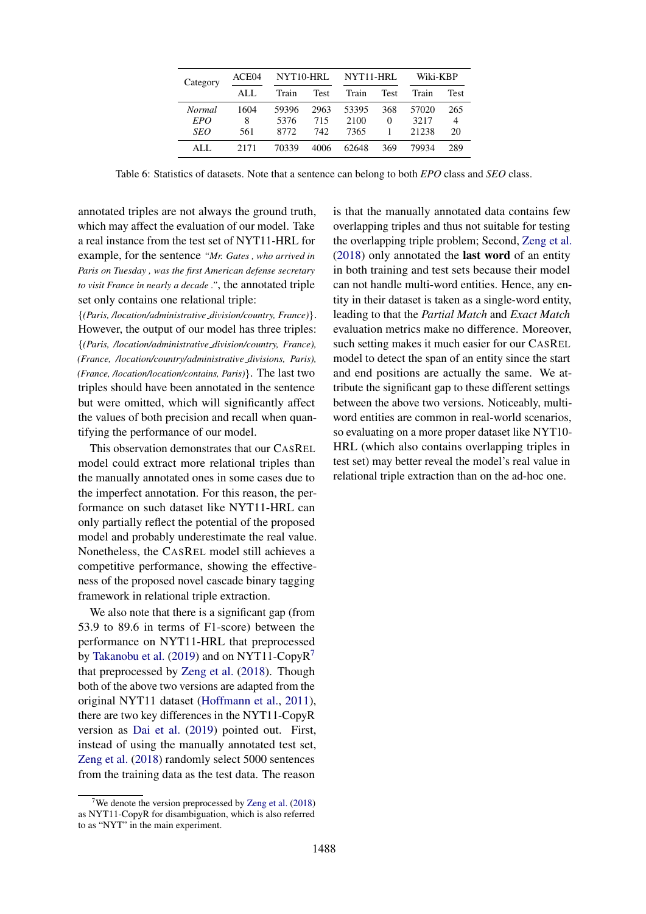| Category | ACE04 | NYT10-HRL | | NYT11-HRL | | Wiki-KBP | |
|---|---|---|---|---|---|---|---|
| | ALL | Train | Test | Train | Test | Train | Test |
| *Normal* | 1604 | 59396 | 2963 | 53395 | 368 | 57020 | 265 |
| *EPO* | 8 | 5376 | 715 | 2100 | 0 | 3217 | 4 |
| *SEO* | 561 | 8772 | 742 | 7365 | 1 | 21238 | 20 |
| ALL | 2171 | 70339 | 4006 | 62648 | 369 | 79934 | 289 |

Table 6: Statistics of datasets. Note that a sentence can belong to both *EPO* class and *SEO* class.

annotated triples are not always the ground truth, which may affect the evaluation of our model. Take a real instance from the test set of NYT11-HRL for example, for the sentence *"Mr. Gates , who arrived in Paris on Tuesday , was the first American defense secretary to visit France in nearly a decade ."*, the annotated triple set only contains one relational triple: {*(Paris, /location/administrative_division/country, France)*}. However, the output of our model has three triples: {*(Paris, /location/administrative_division/country, France), (France, /location/country/administrative_divisions, Paris), (France, /location/location/contains, Paris)*}. The last two triples should have been annotated in the sentence but were omitted, which will significantly affect the values of both precision and recall when quantifying the performance of our model.

This observation demonstrates that our CASREL model could extract more relational triples than the manually annotated ones in some cases due to the imperfect annotation. For this reason, the performance on such dataset like NYT11-HRL can only partially reflect the potential of the proposed model and probably underestimate the real value. Nonetheless, the CASREL model still achieves a competitive performance, showing the effectiveness of the proposed novel cascade binary tagging framework in relational triple extraction.

We also note that there is a significant gap (from 53.9 to 89.6 in terms of F1-score) between the performance on NYT11-HRL that preprocessed by Takanobu et al. (2019) and on NYT11-CopyR[7] that preprocessed by Zeng et al. (2018). Though both of the above two versions are adapted from the original NYT11 dataset (Hoffmann et al., 2011), there are two key differences in the NYT11-CopyR version as Dai et al. (2019) pointed out. First, instead of using the manually annotated test set, Zeng et al. (2018) randomly select 5000 sentences from the training data as the test data. The reason is that the manually annotated data contains few overlapping triples and thus not suitable for testing the overlapping triple problem; Second, Zeng et al. (2018) only annotated the **last word** of an entity in both training and test sets because their model can not handle multi-word entities. Hence, any entity in their dataset is taken as a single-word entity, leading to that the *Partial Match* and *Exact Match* evaluation metrics make no difference. Moreover, such setting makes it much easier for our CASREL model to detect the span of an entity since the start and end positions are actually the same. We attribute the significant gap to these different settings between the above two versions. Noticeably, multi-word entities are common in real-world scenarios, so evaluating on a more proper dataset like NYT10-HRL (which also contains overlapping triples in test set) may better reveal the model's real value in relational triple extraction than on the ad-hoc one.

[7]We denote the version preprocessed by Zeng et al. (2018) as NYT11-CopyR for disambiguation, which is also referred to as "NYT" in the main experiment.